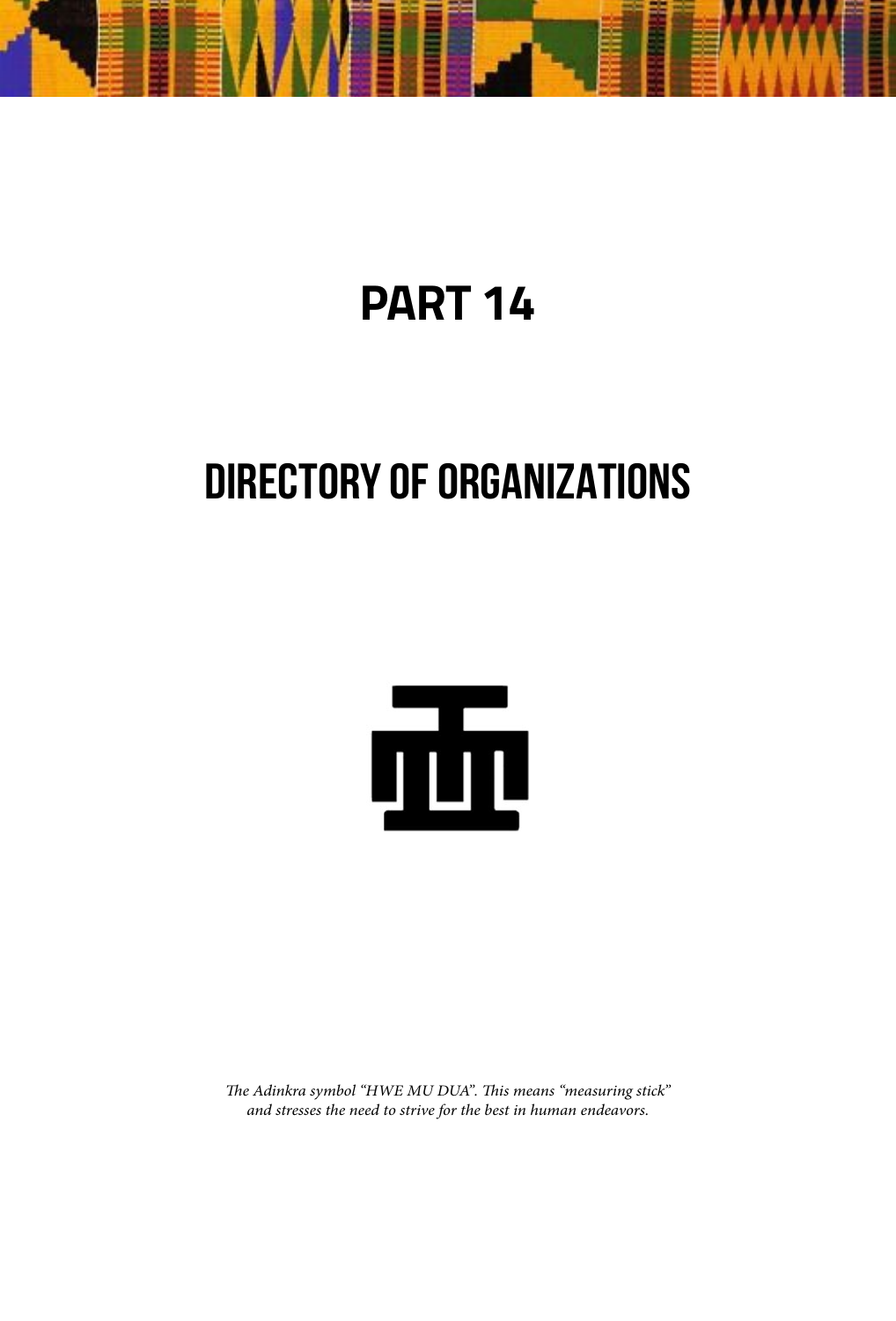# PART 14

# DIRECTORY OF ORGANIZATIONS

*The Adinkra symbol "HWE MU DUA". This means "measuring stick" and stresses the need to strive for the best in human endeavors.*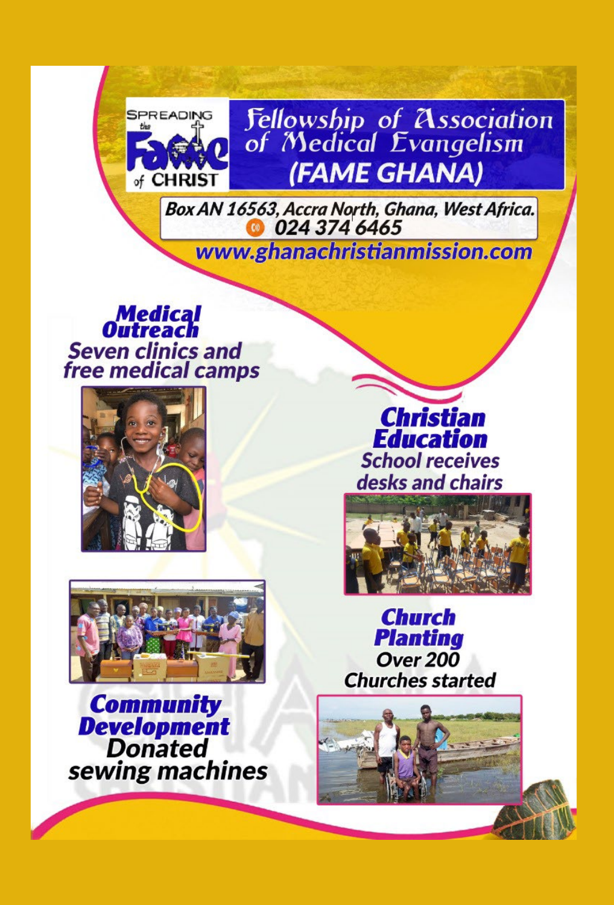SPREADING the FAME of CHRIST

# Fellowship of Association of Medical Evangelism (FAME GHANA)

Box AN 16563, Accra North, Ghana, West Africa.
024 374 6465
www.ghanachristianmission.com

## Medical Outreach

Seven clinics and free medical camps

## Christian Education

School receives desks and chairs

## Church Planting

Over 200 Churches started

## Community Development

Donated sewing machines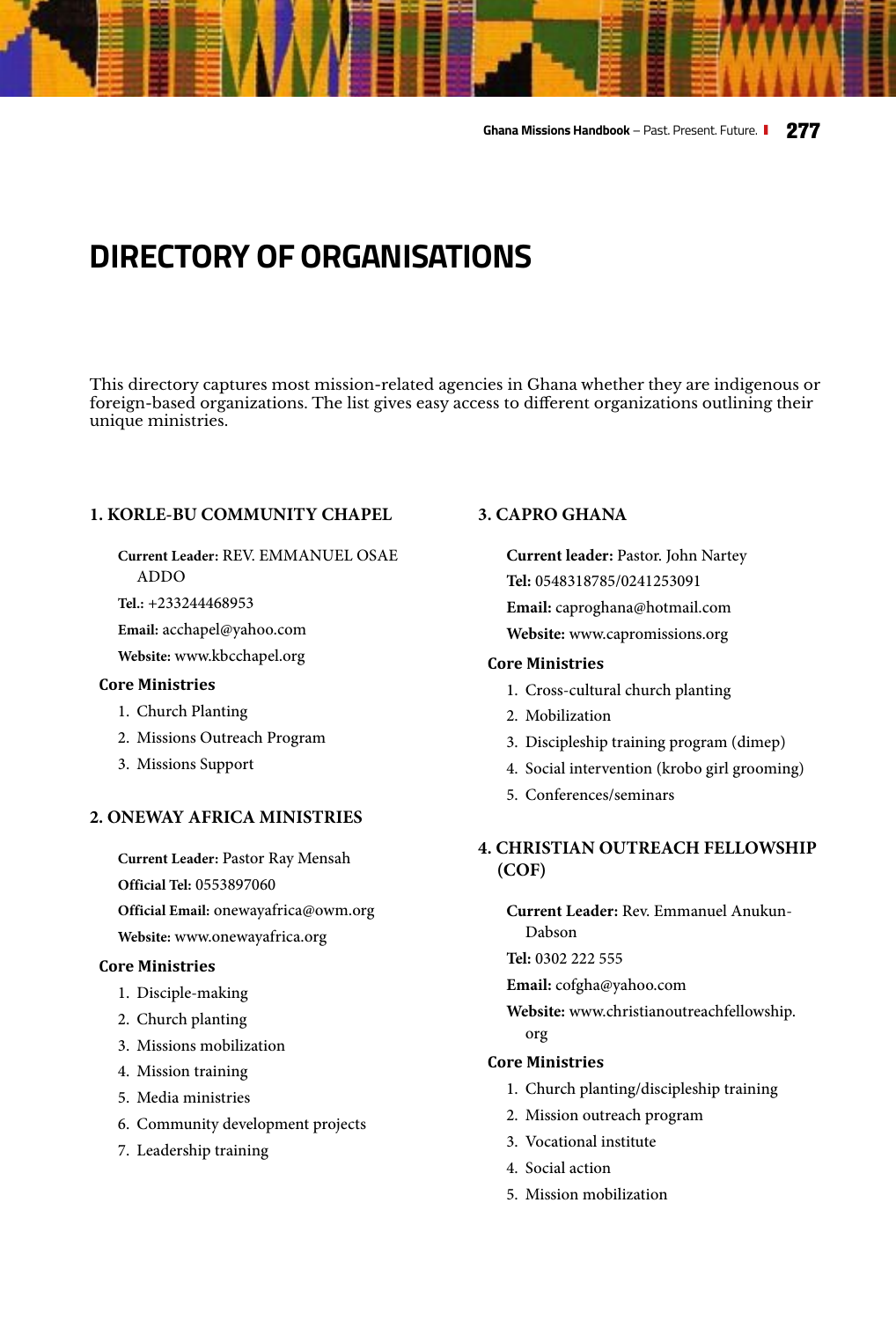# DIRECTORY OF ORGANISATIONS

This directory captures most mission-related agencies in Ghana whether they are indigenous or foreign-based organizations. The list gives easy access to different organizations outlining their unique ministries.

### 1. KORLE-BU COMMUNITY CHAPEL

**Current Leader:** REV. EMMANUEL OSAE ADDO

**Tel.:** +233244468953

**Email:** acchapel@yahoo.com

**Website:** www.kbcchapel.org

**Core Ministries**

1. Church Planting
2. Missions Outreach Program
3. Missions Support

### 2. ONEWAY AFRICA MINISTRIES

**Current Leader:** Pastor Ray Mensah

**Official Tel:** 0553897060

**Official Email:** onewayafrica@owm.org

**Website:** www.onewayafrica.org

**Core Ministries**

1. Disciple-making
2. Church planting
3. Missions mobilization
4. Mission training
5. Media ministries
6. Community development projects
7. Leadership training

### 3. CAPRO GHANA

**Current leader:** Pastor. John Nartey

**Tel:** 0548318785/0241253091

**Email:** caproghana@hotmail.com

**Website:** www.capromissions.org

**Core Ministries**

1. Cross-cultural church planting
2. Mobilization
3. Discipleship training program (dimep)
4. Social intervention (krobo girl grooming)
5. Conferences/seminars

### 4. CHRISTIAN OUTREACH FELLOWSHIP (COF)

**Current Leader:** Rev. Emmanuel Anukun-Dabson

**Tel:** 0302 222 555

**Email:** cofgha@yahoo.com

**Website:** www.christianoutreachfellowship.org

**Core Ministries**

1. Church planting/discipleship training
2. Mission outreach program
3. Vocational institute
4. Social action
5. Mission mobilization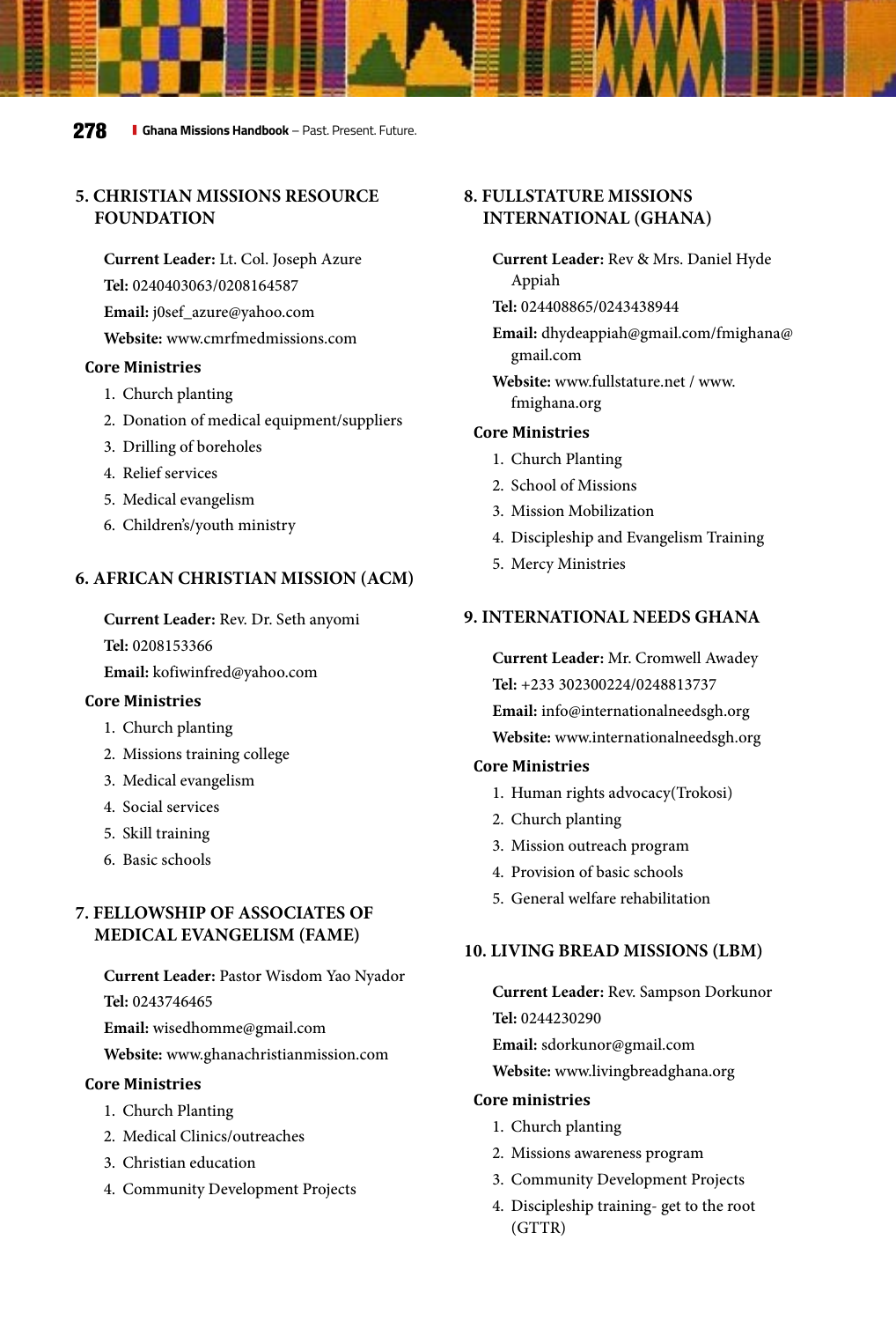## 5. CHRISTIAN MISSIONS RESOURCE FOUNDATION

**Current Leader:** Lt. Col. Joseph Azure

**Tel:** 0240403063/0208164587

**Email:** j0sef_azure@yahoo.com

**Website:** www.cmrfmedmissions.com

**Core Ministries**

1. Church planting
2. Donation of medical equipment/suppliers
3. Drilling of boreholes
4. Relief services
5. Medical evangelism
6. Children's/youth ministry

## 6. AFRICAN CHRISTIAN MISSION (ACM)

**Current Leader:** Rev. Dr. Seth anyomi

**Tel:** 0208153366

**Email:** kofiwinfred@yahoo.com

**Core Ministries**

1. Church planting
2. Missions training college
3. Medical evangelism
4. Social services
5. Skill training
6. Basic schools

## 7. FELLOWSHIP OF ASSOCIATES OF MEDICAL EVANGELISM (FAME)

**Current Leader:** Pastor Wisdom Yao Nyador

**Tel:** 0243746465

**Email:** wisedhomme@gmail.com

**Website:** www.ghanachristianmission.com

**Core Ministries**

1. Church Planting
2. Medical Clinics/outreaches
3. Christian education
4. Community Development Projects

## 8. FULLSTATURE MISSIONS INTERNATIONAL (GHANA)

**Current Leader:** Rev & Mrs. Daniel Hyde Appiah

**Tel:** 024408865/0243438944

**Email:** dhydeappiah@gmail.com/fmighana@gmail.com

**Website:** www.fullstature.net / www.fmighana.org

**Core Ministries**

1. Church Planting
2. School of Missions
3. Mission Mobilization
4. Discipleship and Evangelism Training
5. Mercy Ministries

## 9. INTERNATIONAL NEEDS GHANA

**Current Leader:** Mr. Cromwell Awadey

**Tel:** +233 302300224/0248813737

**Email:** info@internationalneedsgh.org

**Website:** www.internationalneedsgh.org

**Core Ministries**

1. Human rights advocacy(Trokosi)
2. Church planting
3. Mission outreach program
4. Provision of basic schools
5. General welfare rehabilitation

## 10. LIVING BREAD MISSIONS (LBM)

**Current Leader:** Rev. Sampson Dorkunor

**Tel:** 0244230290

**Email:** sdorkunor@gmail.com

**Website:** www.livingbreadghana.org

**Core ministries**

1. Church planting
2. Missions awareness program
3. Community Development Projects
4. Discipleship training- get to the root (GTTR)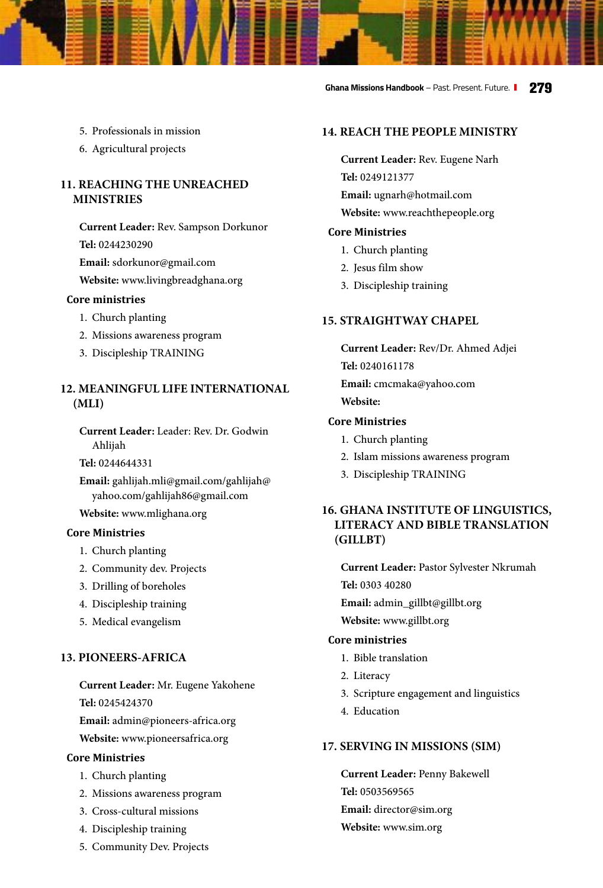5. Professionals in mission
6. Agricultural projects

## 11. REACHING THE UNREACHED MINISTRIES

**Current Leader:** Rev. Sampson Dorkunor

**Tel:** 0244230290

**Email:** sdorkunor@gmail.com

**Website:** www.livingbreadghana.org

**Core ministries**

1. Church planting
2. Missions awareness program
3. Discipleship TRAINING

## 12. MEANINGFUL LIFE INTERNATIONAL (MLI)

**Current Leader:** Leader: Rev. Dr. Godwin Ahlijah

**Tel:** 0244644331

**Email:** gahlijah.mli@gmail.com/gahlijah@yahoo.com/gahlijah86@gmail.com

**Website:** www.mlighana.org

**Core Ministries**

1. Church planting
2. Community dev. Projects
3. Drilling of boreholes
4. Discipleship training
5. Medical evangelism

## 13. PIONEERS-AFRICA

**Current Leader:** Mr. Eugene Yakohene

**Tel:** 0245424370

**Email:** admin@pioneers-africa.org

**Website:** www.pioneersafrica.org

**Core Ministries**

1. Church planting
2. Missions awareness program
3. Cross-cultural missions
4. Discipleship training
5. Community Dev. Projects

## 14. REACH THE PEOPLE MINISTRY

**Current Leader:** Rev. Eugene Narh

**Tel:** 0249121377

**Email:** ugnarh@hotmail.com

**Website:** www.reachthepeople.org

**Core Ministries**

1. Church planting
2. Jesus film show
3. Discipleship training

## 15. STRAIGHTWAY CHAPEL

**Current Leader:** Rev/Dr. Ahmed Adjei

**Tel:** 0240161178

**Email:** cmcmaka@yahoo.com

**Website:**

**Core Ministries**

1. Church planting
2. Islam missions awareness program
3. Discipleship TRAINING

## 16. GHANA INSTITUTE OF LINGUISTICS, LITERACY AND BIBLE TRANSLATION (GILLBT)

**Current Leader:** Pastor Sylvester Nkrumah

**Tel:** 0303 40280

**Email:** admin_gillbt@gillbt.org

**Website:** www.gillbt.org

**Core ministries**

1. Bible translation
2. Literacy
3. Scripture engagement and linguistics
4. Education

## 17. SERVING IN MISSIONS (SIM)

**Current Leader:** Penny Bakewell

**Tel:** 0503569565

**Email:** director@sim.org

**Website:** www.sim.org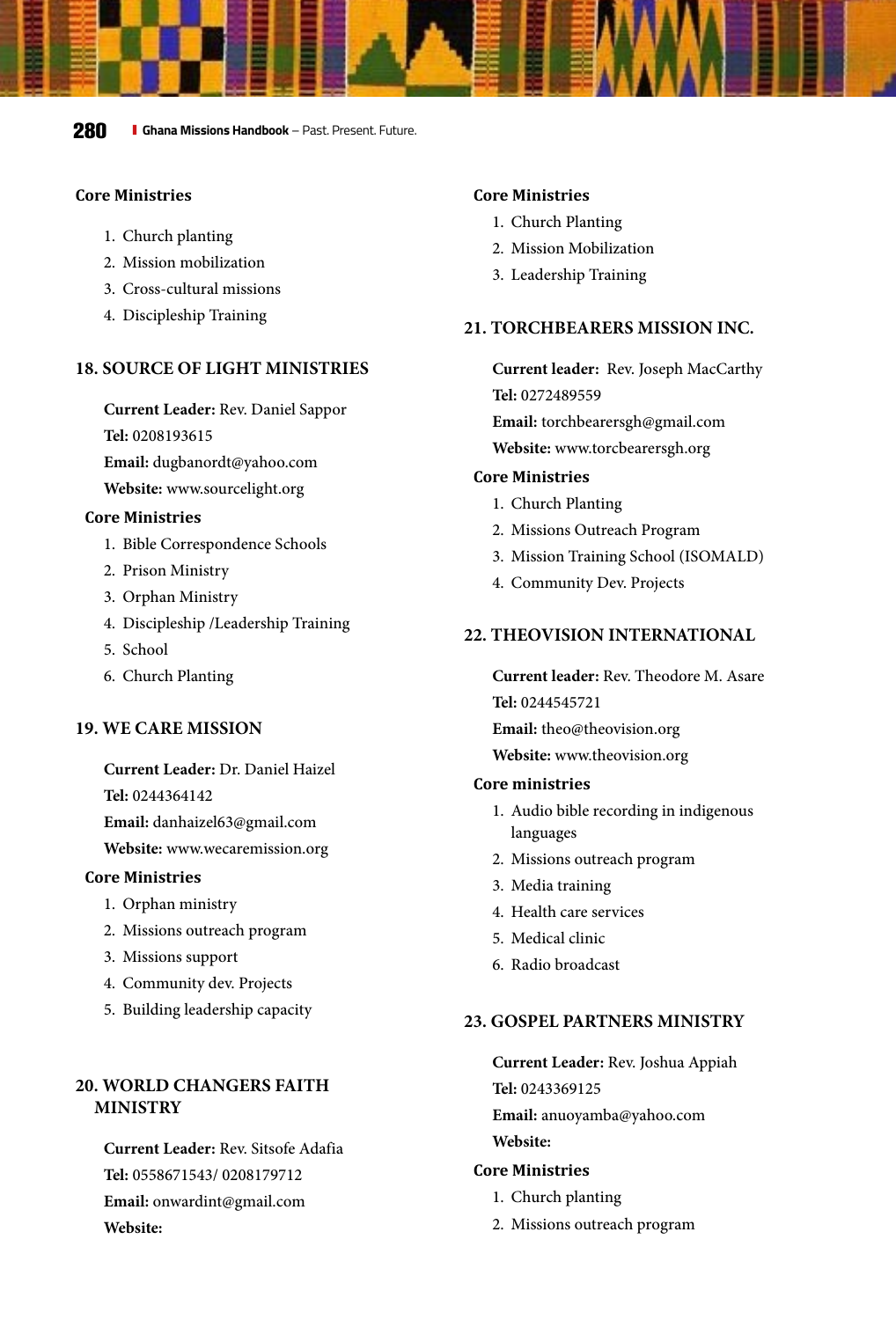**Core Ministries**

1. Church planting
2. Mission mobilization
3. Cross-cultural missions
4. Discipleship Training

## 18. SOURCE OF LIGHT MINISTRIES

**Current Leader:** Rev. Daniel Sappor
**Tel:** 0208193615
**Email:** dugbanordt@yahoo.com
**Website:** www.sourcelight.org

**Core Ministries**

1. Bible Correspondence Schools
2. Prison Ministry
3. Orphan Ministry
4. Discipleship /Leadership Training
5. School
6. Church Planting

## 19. WE CARE MISSION

**Current Leader:** Dr. Daniel Haizel
**Tel:** 0244364142
**Email:** danhaizel63@gmail.com
**Website:** www.wecaremission.org

**Core Ministries**

1. Orphan ministry
2. Missions outreach program
3. Missions support
4. Community dev. Projects
5. Building leadership capacity

## 20. WORLD CHANGERS FAITH MINISTRY

**Current Leader:** Rev. Sitsofe Adafia
**Tel:** 0558671543/ 0208179712
**Email:** onwardint@gmail.com
**Website:**

**Core Ministries**

1. Church Planting
2. Mission Mobilization
3. Leadership Training

## 21. TORCHBEARERS MISSION INC.

**Current leader:** Rev. Joseph MacCarthy
**Tel:** 0272489559
**Email:** torchbearersgh@gmail.com
**Website:** www.torcbearersgh.org

**Core Ministries**

1. Church Planting
2. Missions Outreach Program
3. Mission Training School (ISOMALD)
4. Community Dev. Projects

## 22. THEOVISION INTERNATIONAL

**Current leader:** Rev. Theodore M. Asare
**Tel:** 0244545721
**Email:** theo@theovision.org
**Website:** www.theovision.org

**Core ministries**

1. Audio bible recording in indigenous languages
2. Missions outreach program
3. Media training
4. Health care services
5. Medical clinic
6. Radio broadcast

## 23. GOSPEL PARTNERS MINISTRY

**Current Leader:** Rev. Joshua Appiah
**Tel:** 0243369125
**Email:** anuoyamba@yahoo.com
**Website:**

**Core Ministries**

1. Church planting
2. Missions outreach program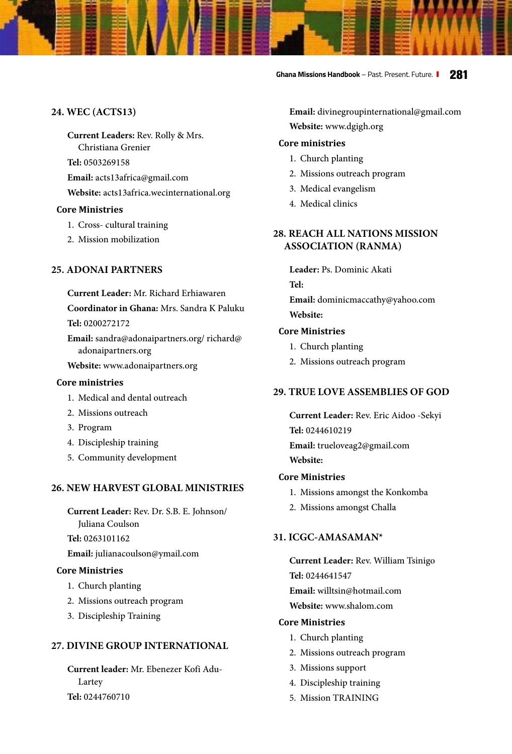### 24. WEC (ACTS13)

**Current Leaders:** Rev. Rolly & Mrs. Christiana Grenier

**Tel:** 0503269158

**Email:** acts13africa@gmail.com

**Website:** acts13africa.wecinternational.org

**Core Ministries**

1. Cross- cultural training
2. Mission mobilization

### 25. ADONAI PARTNERS

**Current Leader:** Mr. Richard Erhiawaren

**Coordinator in Ghana:** Mrs. Sandra K Paluku

**Tel:** 0200272172

**Email:** sandra@adonaipartners.org/ richard@adonaipartners.org

**Website:** www.adonaipartners.org

**Core ministries**

1. Medical and dental outreach
2. Missions outreach
3. Program
4. Discipleship training
5. Community development

### 26. NEW HARVEST GLOBAL MINISTRIES

**Current Leader:** Rev. Dr. S.B. E. Johnson/ Juliana Coulson

**Tel:** 0263101162

**Email:** julianacoulson@ymail.com

**Core Ministries**

1. Church planting
2. Missions outreach program
3. Discipleship Training

### 27. DIVINE GROUP INTERNATIONAL

**Current leader:** Mr. Ebenezer Kofi Adu-Lartey

**Tel:** 0244760710

**Email:** divinegroupinternational@gmail.com

**Website:** www.dgigh.org

**Core ministries**

1. Church planting
2. Missions outreach program
3. Medical evangelism
4. Medical clinics

### 28. REACH ALL NATIONS MISSION ASSOCIATION (RANMA)

**Leader:** Ps. Dominic Akati

**Tel:**

**Email:** dominicmaccathy@yahoo.com

**Website:**

**Core Ministries**

1. Church planting
2. Missions outreach program

### 29. TRUE LOVE ASSEMBLIES OF GOD

**Current Leader:** Rev. Eric Aidoo -Sekyi

**Tel:** 0244610219

**Email:** trueloveag2@gmail.com

**Website:**

**Core Ministries**

1. Missions amongst the Konkomba
2. Missions amongst Challa

### 31. ICGC-AMASAMAN*

**Current Leader:** Rev. William Tsinigo

**Tel:** 0244641547

**Email:** willtsin@hotmail.com

**Website:** www.shalom.com

**Core Ministries**

1. Church planting
2. Missions outreach program
3. Missions support
4. Discipleship training
5. Mission TRAINING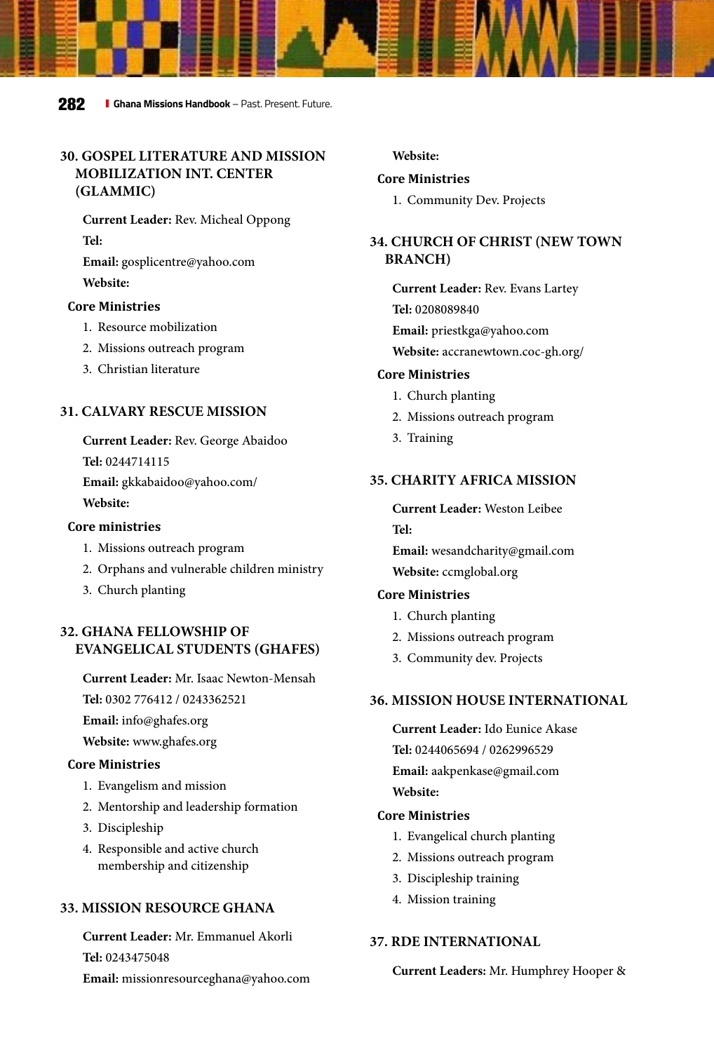### 30. GOSPEL LITERATURE AND MISSION MOBILIZATION INT. CENTER (GLAMMIC)

**Current Leader:** Rev. Micheal Oppong

**Tel:**

**Email:** gosplicentre@yahoo.com

**Website:**

**Core Ministries**

1. Resource mobilization
2. Missions outreach program
3. Christian literature

### 31. CALVARY RESCUE MISSION

**Current Leader:** Rev. George Abaidoo

**Tel:** 0244714115

**Email:** gkkabaidoo@yahoo.com/

**Website:**

**Core ministries**

1. Missions outreach program
2. Orphans and vulnerable children ministry
3. Church planting

### 32. GHANA FELLOWSHIP OF EVANGELICAL STUDENTS (GHAFES)

**Current Leader:** Mr. Isaac Newton-Mensah

**Tel:** 0302 776412 / 0243362521

**Email:** info@ghafes.org

**Website:** www.ghafes.org

**Core Ministries**

1. Evangelism and mission
2. Mentorship and leadership formation
3. Discipleship
4. Responsible and active church membership and citizenship

### 33. MISSION RESOURCE GHANA

**Current Leader:** Mr. Emmanuel Akorli

**Tel:** 0243475048

**Email:** missionresourceghana@yahoo.com

**Website:**

**Core Ministries**

1. Community Dev. Projects

### 34. CHURCH OF CHRIST (NEW TOWN BRANCH)

**Current Leader:** Rev. Evans Lartey

**Tel:** 0208089840

**Email:** priestkga@yahoo.com

**Website:** accranewtown.coc-gh.org/

**Core Ministries**

1. Church planting
2. Missions outreach program
3. Training

### 35. CHARITY AFRICA MISSION

**Current Leader:** Weston Leibee

**Tel:**

**Email:** wesandcharity@gmail.com

**Website:** ccmglobal.org

**Core Ministries**

1. Church planting
2. Missions outreach program
3. Community dev. Projects

### 36. MISSION HOUSE INTERNATIONAL

**Current Leader:** Ido Eunice Akase

**Tel:** 0244065694 / 0262996529

**Email:** aakpenkase@gmail.com

**Website:**

**Core Ministries**

1. Evangelical church planting
2. Missions outreach program
3. Discipleship training
4. Mission training

### 37. RDE INTERNATIONAL

**Current Leaders:** Mr. Humphrey Hooper &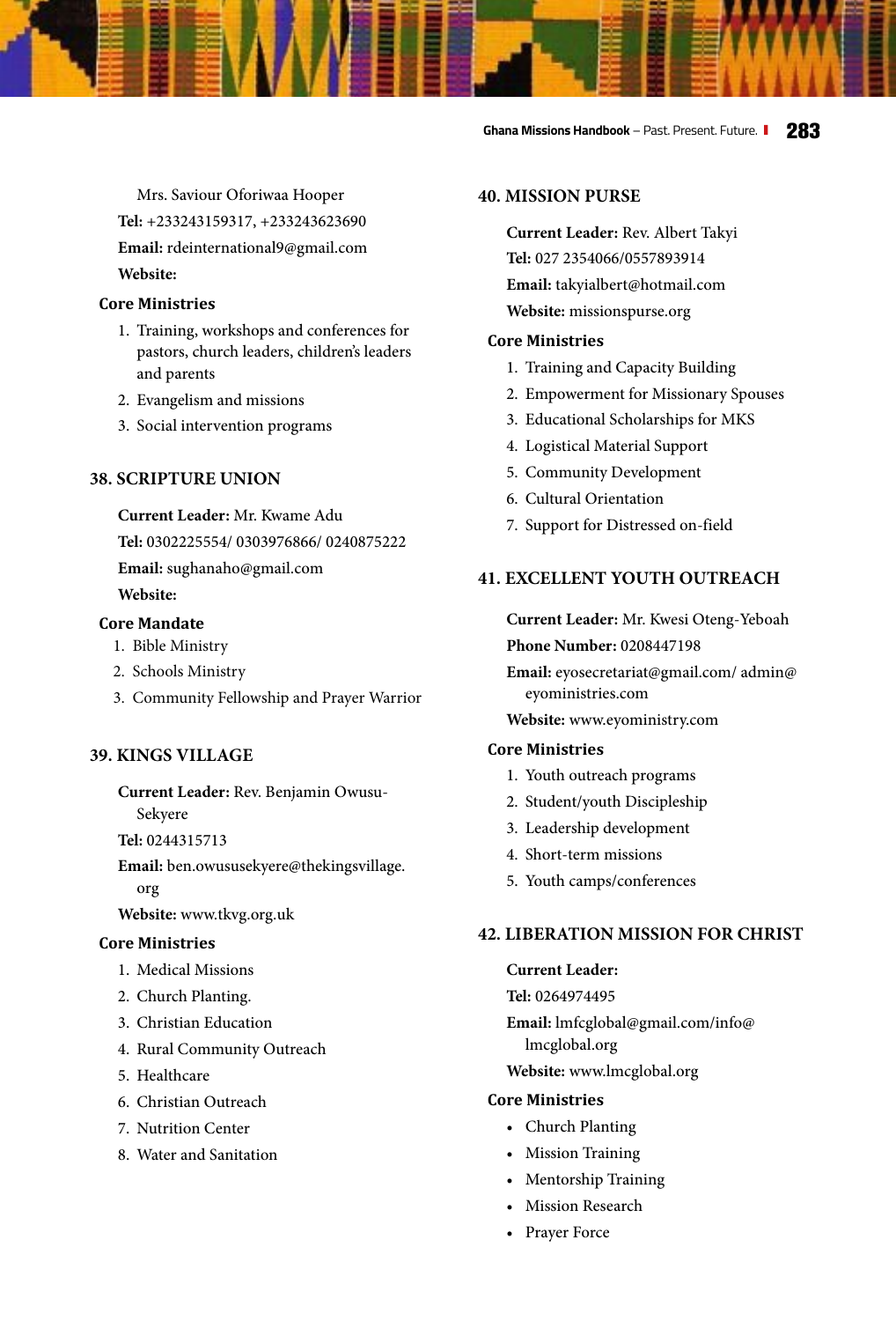Mrs. Saviour Oforiwaa Hooper

**Tel:** +233243159317, +233243623690

**Email:** rdeinternational9@gmail.com

**Website:**

**Core Ministries**

1. Training, workshops and conferences for pastors, church leaders, children's leaders and parents
2. Evangelism and missions
3. Social intervention programs

## 38. SCRIPTURE UNION

**Current Leader:** Mr. Kwame Adu

**Tel:** 0302225554/ 0303976866/ 0240875222

**Email:** sughanaho@gmail.com

**Website:**

**Core Mandate**

1. Bible Ministry
2. Schools Ministry
3. Community Fellowship and Prayer Warrior

## 39. KINGS VILLAGE

**Current Leader:** Rev. Benjamin Owusu-Sekyere

**Tel:** 0244315713

**Email:** ben.owususekyere@thekingsvillage.org

**Website:** www.tkvg.org.uk

**Core Ministries**

1. Medical Missions
2. Church Planting.
3. Christian Education
4. Rural Community Outreach
5. Healthcare
6. Christian Outreach
7. Nutrition Center
8. Water and Sanitation

## 40. MISSION PURSE

**Current Leader:** Rev. Albert Takyi

**Tel:** 027 2354066/0557893914

**Email:** takyialbert@hotmail.com

**Website:** missionspurse.org

**Core Ministries**

1. Training and Capacity Building
2. Empowerment for Missionary Spouses
3. Educational Scholarships for MKS
4. Logistical Material Support
5. Community Development
6. Cultural Orientation
7. Support for Distressed on-field

## 41. EXCELLENT YOUTH OUTREACH

**Current Leader:** Mr. Kwesi Oteng-Yeboah

**Phone Number:** 0208447198

**Email:** eyosecretariat@gmail.com/ admin@eyoministries.com

**Website:** www.eyoministry.com

**Core Ministries**

1. Youth outreach programs
2. Student/youth Discipleship
3. Leadership development
4. Short-term missions
5. Youth camps/conferences

## 42. LIBERATION MISSION FOR CHRIST

**Current Leader:**

**Tel:** 0264974495

**Email:** lmfcglobal@gmail.com/info@lmcglobal.org

**Website:** www.lmcglobal.org

**Core Ministries**

- Church Planting
- Mission Training
- Mentorship Training
- Mission Research
- Prayer Force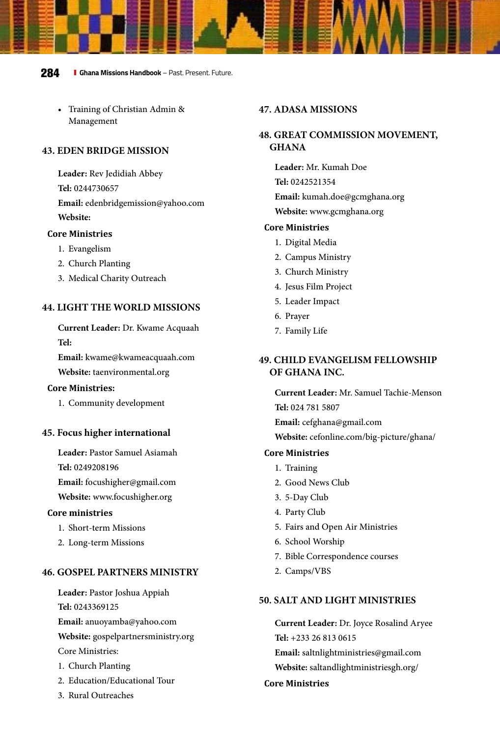- Training of Christian Admin & Management

### 43. EDEN BRIDGE MISSION

**Leader:** Rev Jedidiah Abbey
**Tel:** 0244730657
**Email:** edenbridgemission@yahoo.com
**Website:**

**Core Ministries**

1. Evangelism
2. Church Planting
3. Medical Charity Outreach

### 44. LIGHT THE WORLD MISSIONS

**Current Leader:** Dr. Kwame Acquaah
**Tel:**
**Email:** kwame@kwameacquaah.com
**Website:** taenvironmental.org

**Core Ministries:**

1. Community development

### 45. Focus higher international

**Leader:** Pastor Samuel Asiamah
**Tel:** 0249208196
**Email:** focushigher@gmail.com
**Website:** www.focushigher.org

**Core ministries**

1. Short-term Missions
2. Long-term Missions

### 46. GOSPEL PARTNERS MINISTRY

**Leader:** Pastor Joshua Appiah
**Tel:** 0243369125
**Email:** anuoyamba@yahoo.com
**Website:** gospelpartnersministry.org
Core Ministries:

1. Church Planting
2. Education/Educational Tour
3. Rural Outreaches

### 47. ADASA MISSIONS

### 48. GREAT COMMISSION MOVEMENT, GHANA

**Leader:** Mr. Kumah Doe
**Tel:** 0242521354
**Email:** kumah.doe@gcmghana.org
**Website:** www.gcmghana.org

**Core Ministries**

1. Digital Media
2. Campus Ministry
3. Church Ministry
4. Jesus Film Project
5. Leader Impact
6. Prayer
7. Family Life

### 49. CHILD EVANGELISM FELLOWSHIP OF GHANA INC.

**Current Leader:** Mr. Samuel Tachie-Menson
**Tel:** 024 781 5807
**Email:** cefghana@gmail.com
**Website:** cefonline.com/big-picture/ghana/

**Core Ministries**

1. Training
2. Good News Club
3. 5-Day Club
4. Party Club
5. Fairs and Open Air Ministries
6. School Worship
7. Bible Correspondence courses
2. Camps/VBS

### 50. SALT AND LIGHT MINISTRIES

**Current Leader:** Dr. Joyce Rosalind Aryee
**Tel:** +233 26 813 0615
**Email:** saltnlightministries@gmail.com
**Website:** saltandlightministriesgh.org/

**Core Ministries**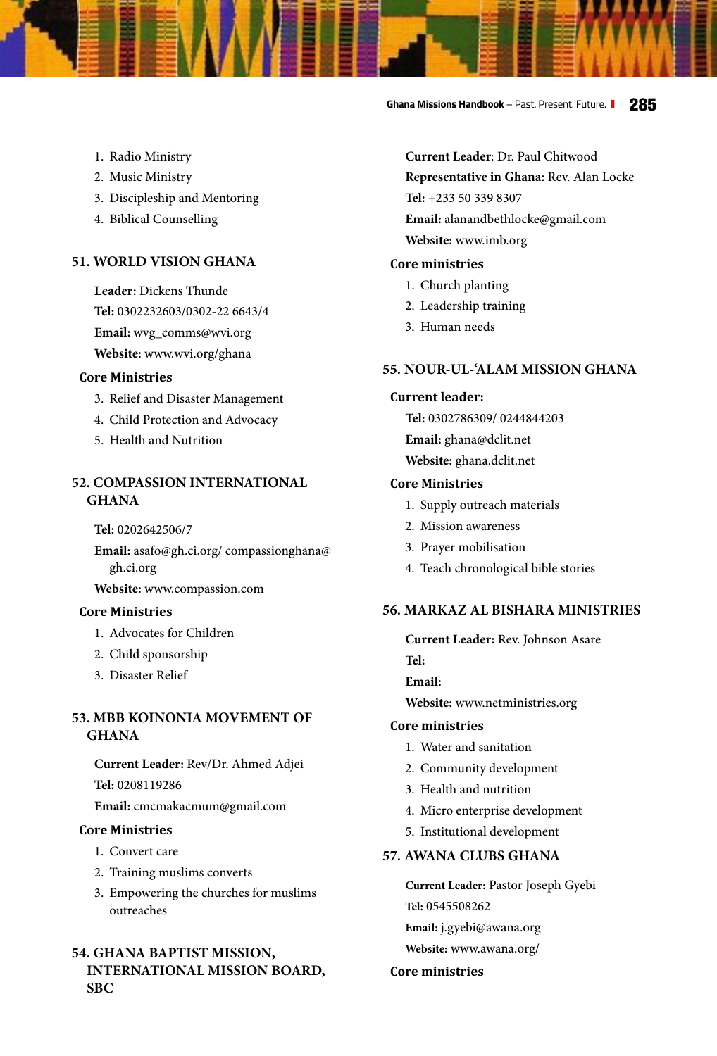1. Radio Ministry
2. Music Ministry
3. Discipleship and Mentoring
4. Biblical Counselling

## 51. WORLD VISION GHANA

**Leader:** Dickens Thunde

**Tel:** 0302232603/0302-22 6643/4

**Email:** wvg_comms@wvi.org

**Website:** www.wvi.org/ghana

### Core Ministries

3. Relief and Disaster Management
4. Child Protection and Advocacy
5. Health and Nutrition

## 52. COMPASSION INTERNATIONAL GHANA

**Tel:** 0202642506/7

**Email:** asafo@gh.ci.org/ compassionghana@gh.ci.org

**Website:** www.compassion.com

### Core Ministries

1. Advocates for Children
2. Child sponsorship
3. Disaster Relief

## 53. MBB KOINONIA MOVEMENT OF GHANA

**Current Leader:** Rev/Dr. Ahmed Adjei

**Tel:** 0208119286

**Email:** cmcmakacmum@gmail.com

### Core Ministries

1. Convert care
2. Training muslims converts
3. Empowering the churches for muslims outreaches

## 54. GHANA BAPTIST MISSION, INTERNATIONAL MISSION BOARD, SBC

**Current Leader**: Dr. Paul Chitwood

**Representative in Ghana:** Rev. Alan Locke

**Tel:** +233 50 339 8307

**Email:** alanandbethlocke@gmail.com

**Website:** www.imb.org

### Core ministries

1. Church planting
2. Leadership training
3. Human needs

## 55. NOUR-UL-'ALAM MISSION GHANA

### Current leader:

**Tel:** 0302786309/ 0244844203

**Email:** ghana@dclit.net

**Website:** ghana.dclit.net

### Core Ministries

1. Supply outreach materials
2. Mission awareness
3. Prayer mobilisation
4. Teach chronological bible stories

## 56. MARKAZ AL BISHARA MINISTRIES

**Current Leader:** Rev. Johnson Asare

**Tel:**

**Email:**

**Website:** www.netministries.org

### Core ministries

1. Water and sanitation
2. Community development
3. Health and nutrition
4. Micro enterprise development
5. Institutional development

## 57. AWANA CLUBS GHANA

**Current Leader:** Pastor Joseph Gyebi

**Tel:** 0545508262

**Email:** j.gyebi@awana.org

**Website:** www.awana.org/

### Core ministries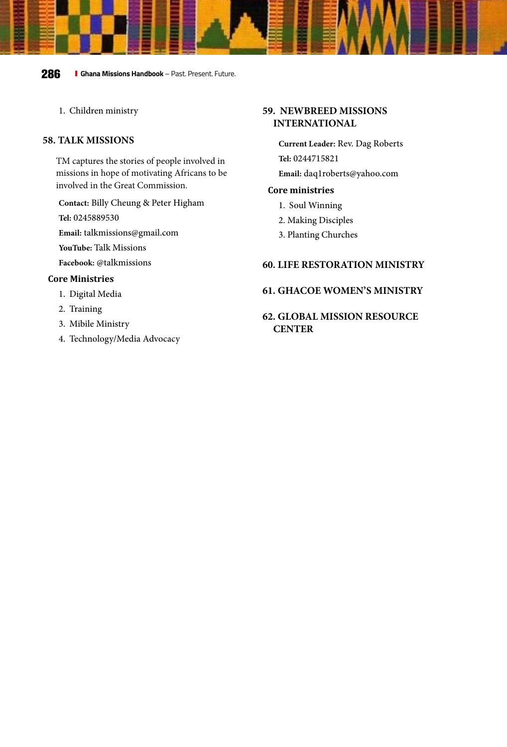1. Children ministry

## 58. TALK MISSIONS

TM captures the stories of people involved in missions in hope of motivating Africans to be involved in the Great Commission.

**Contact:** Billy Cheung & Peter Higham

**Tel:** 0245889530

**Email:** talkmissions@gmail.com

**YouTube:** Talk Missions

**Facebook:** @talkmissions

### Core Ministries

1. Digital Media
2. Training
3. Mibile Ministry
4. Technology/Media Advocacy

## 59. NEWBREED MISSIONS INTERNATIONAL

**Current Leader:** Rev. Dag Roberts

**Tel:** 0244715821

**Email:** daq1roberts@yahoo.com

### Core ministries

1. Soul Winning
2. Making Disciples
3. Planting Churches

## 60. LIFE RESTORATION MINISTRY

## 61. GHACOE WOMEN'S MINISTRY

## 62. GLOBAL MISSION RESOURCE CENTER